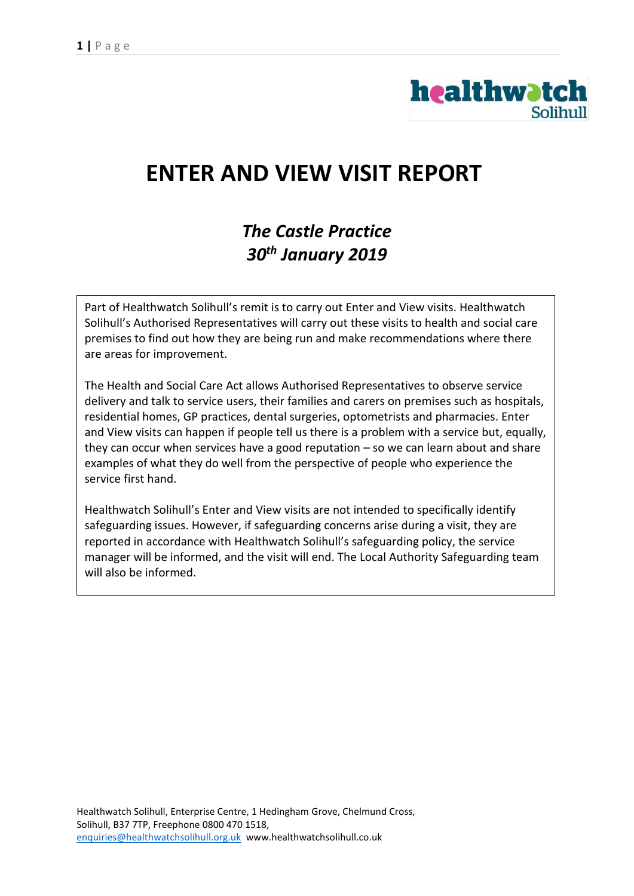# ENTER AND VIEW VISIT REPORT

## *The Castle Practice*
## *30th January 2019*

Part of Healthwatch Solihull's remit is to carry out Enter and View visits. Healthwatch Solihull's Authorised Representatives will carry out these visits to health and social care premises to find out how they are being run and make recommendations where there are areas for improvement.

The Health and Social Care Act allows Authorised Representatives to observe service delivery and talk to service users, their families and carers on premises such as hospitals, residential homes, GP practices, dental surgeries, optometrists and pharmacies. Enter and View visits can happen if people tell us there is a problem with a service but, equally, they can occur when services have a good reputation – so we can learn about and share examples of what they do well from the perspective of people who experience the service first hand.

Healthwatch Solihull's Enter and View visits are not intended to specifically identify safeguarding issues. However, if safeguarding concerns arise during a visit, they are reported in accordance with Healthwatch Solihull's safeguarding policy, the service manager will be informed, and the visit will end. The Local Authority Safeguarding team will also be informed.

Healthwatch Solihull, Enterprise Centre, 1 Hedingham Grove, Chelmund Cross, Solihull, B37 7TP, Freephone 0800 470 1518, enquiries@healthwatchsolihull.org.uk www.healthwatchsolihull.co.uk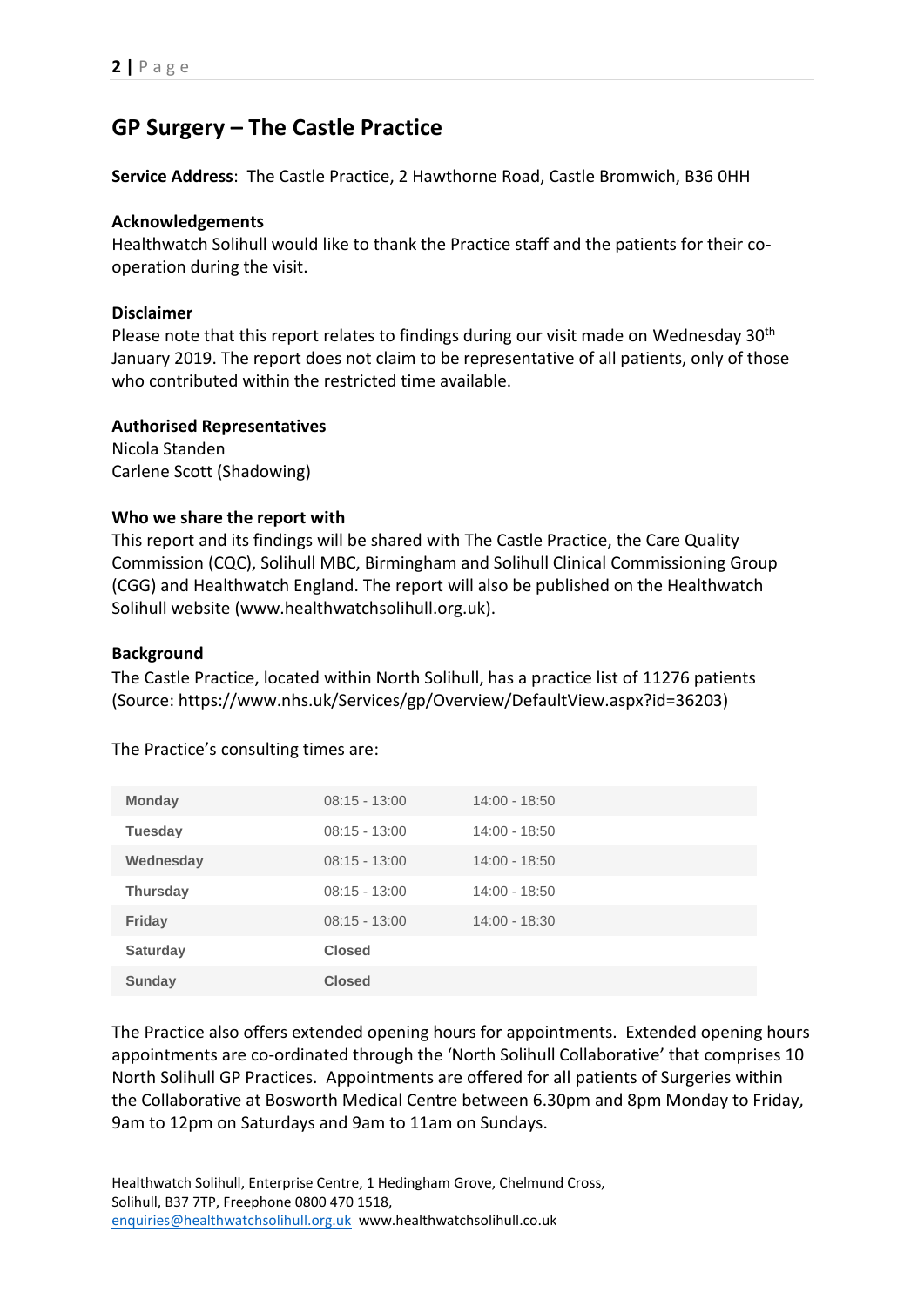## GP Surgery – The Castle Practice

**Service Address**: The Castle Practice, 2 Hawthorne Road, Castle Bromwich, B36 0HH

**Acknowledgements**

Healthwatch Solihull would like to thank the Practice staff and the patients for their co-operation during the visit.

**Disclaimer**

Please note that this report relates to findings during our visit made on Wednesday 30th January 2019. The report does not claim to be representative of all patients, only of those who contributed within the restricted time available.

**Authorised Representatives**

Nicola Standen
Carlene Scott (Shadowing)

**Who we share the report with**

This report and its findings will be shared with The Castle Practice, the Care Quality Commission (CQC), Solihull MBC, Birmingham and Solihull Clinical Commissioning Group (CGG) and Healthwatch England. The report will also be published on the Healthwatch Solihull website (www.healthwatchsolihull.org.uk).

**Background**

The Castle Practice, located within North Solihull, has a practice list of 11276 patients (Source: https://www.nhs.uk/Services/gp/Overview/DefaultView.aspx?id=36203)

The Practice's consulting times are:

| | | |
|---|---|---|
| Monday | 08:15 - 13:00 | 14:00 - 18:50 |
| Tuesday | 08:15 - 13:00 | 14:00 - 18:50 |
| Wednesday | 08:15 - 13:00 | 14:00 - 18:50 |
| Thursday | 08:15 - 13:00 | 14:00 - 18:50 |
| Friday | 08:15 - 13:00 | 14:00 - 18:30 |
| Saturday | Closed | |
| Sunday | Closed | |

The Practice also offers extended opening hours for appointments. Extended opening hours appointments are co-ordinated through the 'North Solihull Collaborative' that comprises 10 North Solihull GP Practices. Appointments are offered for all patients of Surgeries within the Collaborative at Bosworth Medical Centre between 6.30pm and 8pm Monday to Friday, 9am to 12pm on Saturdays and 9am to 11am on Sundays.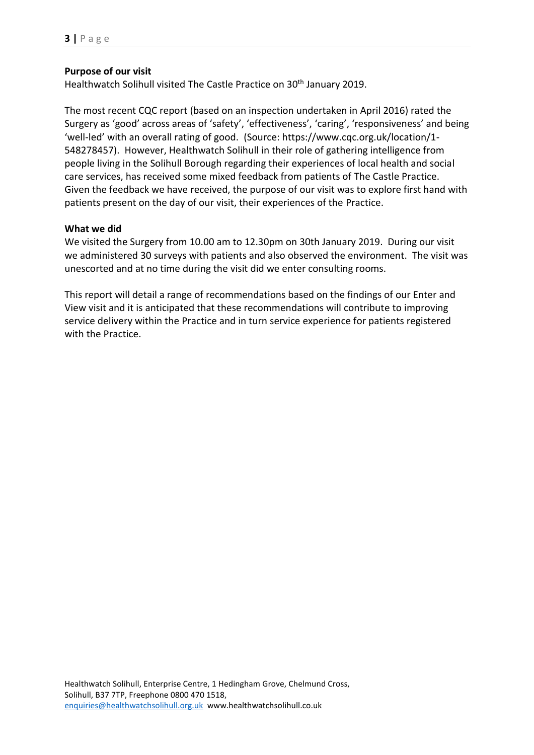**Purpose of our visit**

Healthwatch Solihull visited The Castle Practice on 30th January 2019.

The most recent CQC report (based on an inspection undertaken in April 2016) rated the Surgery as 'good' across areas of 'safety', 'effectiveness', 'caring', 'responsiveness' and being 'well-led' with an overall rating of good. (Source: https://www.cqc.org.uk/location/1-548278457). However, Healthwatch Solihull in their role of gathering intelligence from people living in the Solihull Borough regarding their experiences of local health and social care services, has received some mixed feedback from patients of The Castle Practice. Given the feedback we have received, the purpose of our visit was to explore first hand with patients present on the day of our visit, their experiences of the Practice.

**What we did**

We visited the Surgery from 10.00 am to 12.30pm on 30th January 2019. During our visit we administered 30 surveys with patients and also observed the environment. The visit was unescorted and at no time during the visit did we enter consulting rooms.

This report will detail a range of recommendations based on the findings of our Enter and View visit and it is anticipated that these recommendations will contribute to improving service delivery within the Practice and in turn service experience for patients registered with the Practice.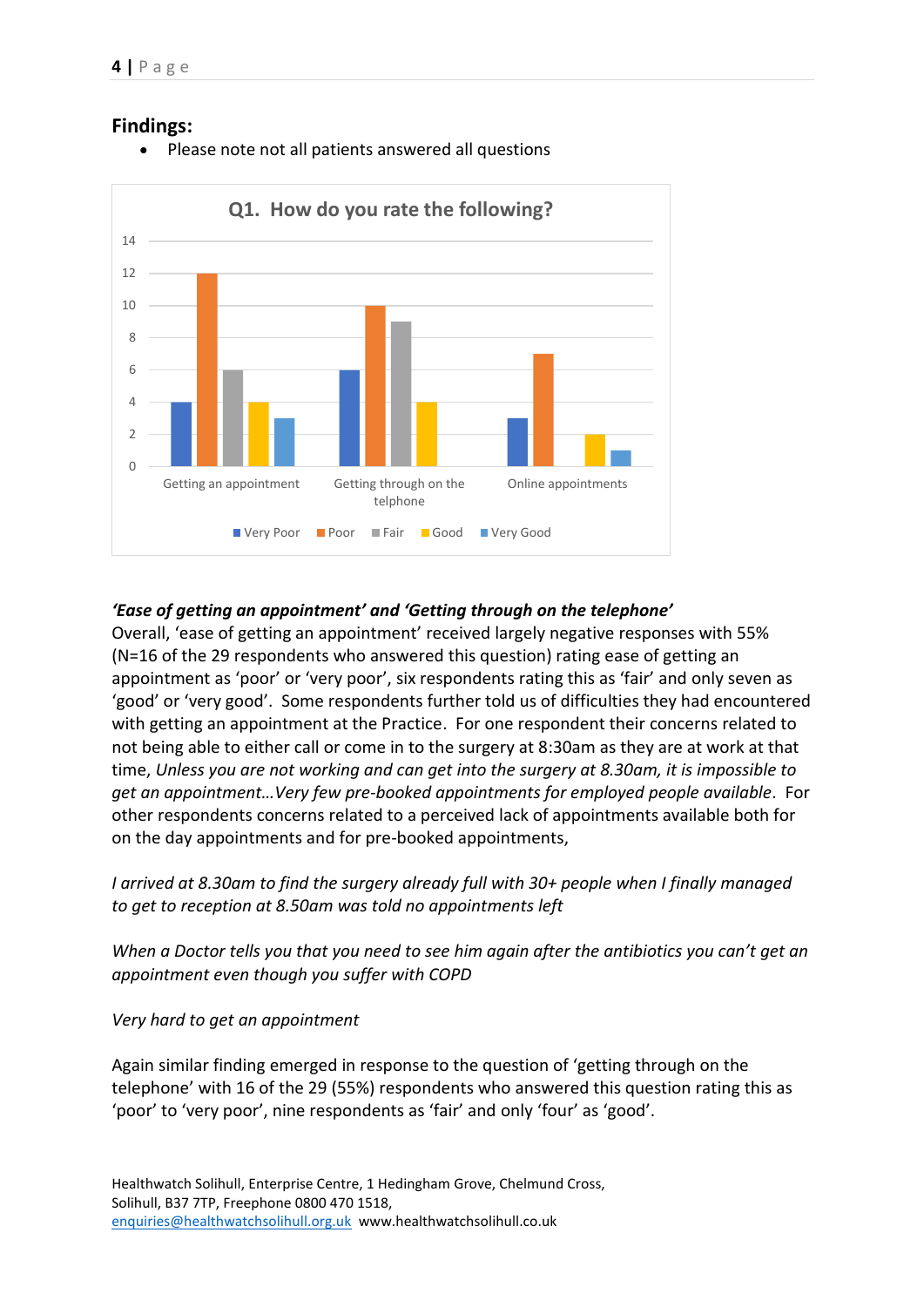## Findings:

- Please note not all patients answered all questions

**Q1. How do you rate the following?**

| | Very Poor | Poor | Fair | Good | Very Good |
|---|---|---|---|---|---|
| Getting an appointment | 4 | 12 | 6 | 4 | 3 |
| Getting through on the telphone | 6 | 10 | 9 | 4 | |
| Online appointments | 3 | 7 | | 2 | 1 |

***'Ease of getting an appointment' and 'Getting through on the telephone'***

Overall, 'ease of getting an appointment' received largely negative responses with 55% (N=16 of the 29 respondents who answered this question) rating ease of getting an appointment as 'poor' or 'very poor', six respondents rating this as 'fair' and only seven as 'good' or 'very good'. Some respondents further told us of difficulties they had encountered with getting an appointment at the Practice. For one respondent their concerns related to not being able to either call or come in to the surgery at 8:30am as they are at work at that time, *Unless you are not working and can get into the surgery at 8.30am, it is impossible to get an appointment…Very few pre-booked appointments for employed people available*. For other respondents concerns related to a perceived lack of appointments available both for on the day appointments and for pre-booked appointments,

*I arrived at 8.30am to find the surgery already full with 30+ people when I finally managed to get to reception at 8.50am was told no appointments left*

*When a Doctor tells you that you need to see him again after the antibiotics you can't get an appointment even though you suffer with COPD*

*Very hard to get an appointment*

Again similar finding emerged in response to the question of 'getting through on the telephone' with 16 of the 29 (55%) respondents who answered this question rating this as 'poor' to 'very poor', nine respondents as 'fair' and only 'four' as 'good'.

Healthwatch Solihull, Enterprise Centre, 1 Hedingham Grove, Chelmund Cross, Solihull, B37 7TP, Freephone 0800 470 1518, enquiries@healthwatchsolihull.org.uk www.healthwatchsolihull.co.uk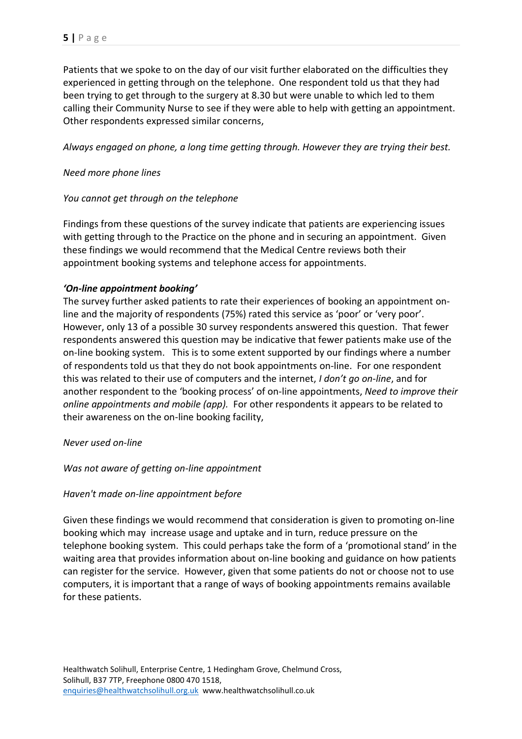Patients that we spoke to on the day of our visit further elaborated on the difficulties they experienced in getting through on the telephone. One respondent told us that they had been trying to get through to the surgery at 8.30 but were unable to which led to them calling their Community Nurse to see if they were able to help with getting an appointment. Other respondents expressed similar concerns,

*Always engaged on phone, a long time getting through. However they are trying their best.*

*Need more phone lines*

*You cannot get through on the telephone*

Findings from these questions of the survey indicate that patients are experiencing issues with getting through to the Practice on the phone and in securing an appointment. Given these findings we would recommend that the Medical Centre reviews both their appointment booking systems and telephone access for appointments.

***'On-line appointment booking'***

The survey further asked patients to rate their experiences of booking an appointment on-line and the majority of respondents (75%) rated this service as 'poor' or 'very poor'. However, only 13 of a possible 30 survey respondents answered this question. That fewer respondents answered this question may be indicative that fewer patients make use of the on-line booking system. This is to some extent supported by our findings where a number of respondents told us that they do not book appointments on-line. For one respondent this was related to their use of computers and the internet, *I don't go on-line*, and for another respondent to the 'booking process' of on-line appointments, *Need to improve their online appointments and mobile (app).* For other respondents it appears to be related to their awareness on the on-line booking facility,

*Never used on-line*

*Was not aware of getting on-line appointment*

*Haven't made on-line appointment before*

Given these findings we would recommend that consideration is given to promoting on-line booking which may increase usage and uptake and in turn, reduce pressure on the telephone booking system. This could perhaps take the form of a 'promotional stand' in the waiting area that provides information about on-line booking and guidance on how patients can register for the service. However, given that some patients do not or choose not to use computers, it is important that a range of ways of booking appointments remains available for these patients.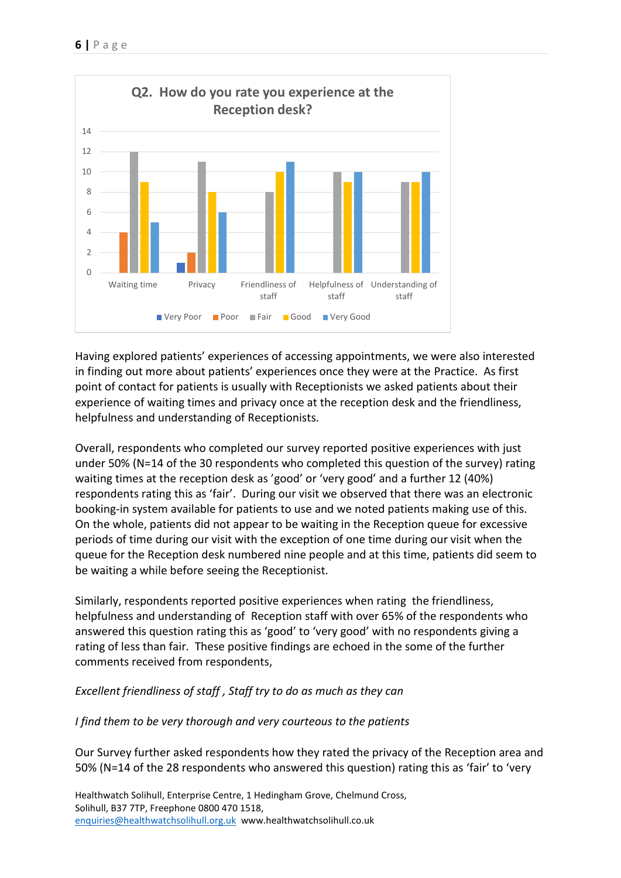**Q2. How do you rate you experience at the Reception desk?**

| | Very Poor | Poor | Fair | Good | Very Good |
|---|---|---|---|---|---|
| Waiting time | | 4 | 12 | 9 | 5 |
| Privacy | 1 | 2 | 11 | 8 | 6 |
| Friendliness of staff | | | 8 | 10 | 11 |
| Helpfulness of staff | | | 10 | 9 | 10 |
| Understanding of staff | | | 9 | 9 | 10 |

Having explored patients' experiences of accessing appointments, we were also interested in finding out more about patients' experiences once they were at the Practice. As first point of contact for patients is usually with Receptionists we asked patients about their experience of waiting times and privacy once at the reception desk and the friendliness, helpfulness and understanding of Receptionists.

Overall, respondents who completed our survey reported positive experiences with just under 50% (N=14 of the 30 respondents who completed this question of the survey) rating waiting times at the reception desk as 'good' or 'very good' and a further 12 (40%) respondents rating this as 'fair'. During our visit we observed that there was an electronic booking-in system available for patients to use and we noted patients making use of this. On the whole, patients did not appear to be waiting in the Reception queue for excessive periods of time during our visit with the exception of one time during our visit when the queue for the Reception desk numbered nine people and at this time, patients did seem to be waiting a while before seeing the Receptionist.

Similarly, respondents reported positive experiences when rating the friendliness, helpfulness and understanding of Reception staff with over 65% of the respondents who answered this question rating this as 'good' to 'very good' with no respondents giving a rating of less than fair. These positive findings are echoed in the some of the further comments received from respondents,

*Excellent friendliness of staff , Staff try to do as much as they can*

*I find them to be very thorough and very courteous to the patients*

Our Survey further asked respondents how they rated the privacy of the Reception area and 50% (N=14 of the 28 respondents who answered this question) rating this as 'fair' to 'very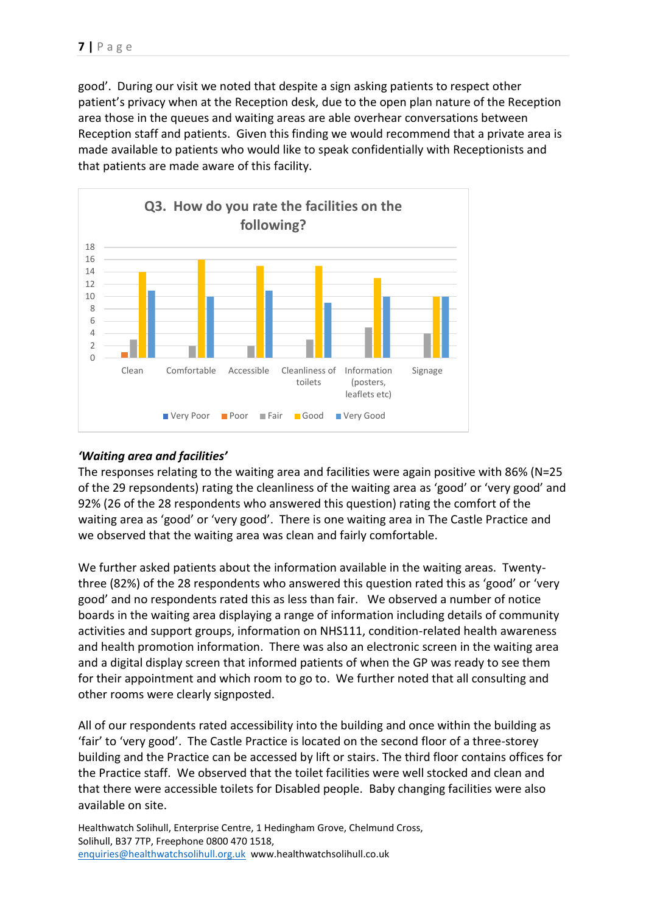good'. During our visit we noted that despite a sign asking patients to respect other patient's privacy when at the Reception desk, due to the open plan nature of the Reception area those in the queues and waiting areas are able overhear conversations between Reception staff and patients. Given this finding we would recommend that a private area is made available to patients who would like to speak confidentially with Receptionists and that patients are made aware of this facility.

**Q3. How do you rate the facilities on the following?**

| | Very Poor | Poor | Fair | Good | Very Good |
|---|---|---|---|---|---|
| Clean | | 1 | 3 | 14 | 11 |
| Comfortable | | | 2 | 16 | 10 |
| Accessible | | | 2 | 15 | 11 |
| Cleanliness of toilets | | | 3 | 15 | 9 |
| Information (posters, leaflets etc) | | | 5 | 13 | 10 |
| Signage | | | 4 | 10 | 10 |

***'Waiting area and facilities'***

The responses relating to the waiting area and facilities were again positive with 86% (N=25 of the 29 repsondents) rating the cleanliness of the waiting area as 'good' or 'very good' and 92% (26 of the 28 respondents who answered this question) rating the comfort of the waiting area as 'good' or 'very good'. There is one waiting area in The Castle Practice and we observed that the waiting area was clean and fairly comfortable.

We further asked patients about the information available in the waiting areas. Twenty-three (82%) of the 28 respondents who answered this question rated this as 'good' or 'very good' and no respondents rated this as less than fair. We observed a number of notice boards in the waiting area displaying a range of information including details of community activities and support groups, information on NHS111, condition-related health awareness and health promotion information. There was also an electronic screen in the waiting area and a digital display screen that informed patients of when the GP was ready to see them for their appointment and which room to go to. We further noted that all consulting and other rooms were clearly signposted.

All of our respondents rated accessibility into the building and once within the building as 'fair' to 'very good'. The Castle Practice is located on the second floor of a three-storey building and the Practice can be accessed by lift or stairs. The third floor contains offices for the Practice staff. We observed that the toilet facilities were well stocked and clean and that there were accessible toilets for Disabled people. Baby changing facilities were also available on site.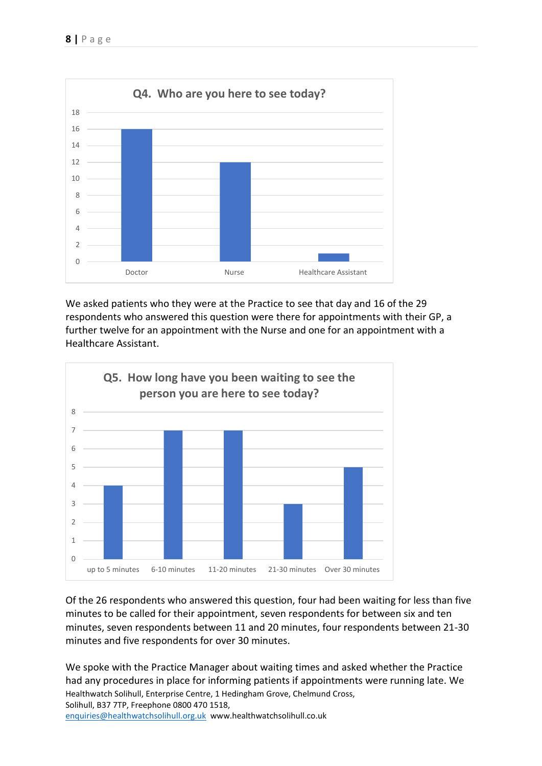**Q4. Who are you here to see today?**

| Response | Count |
|---|---|
| Doctor | 16 |
| Nurse | 12 |
| Healthcare Assistant | 1 |

We asked patients who they were at the Practice to see that day and 16 of the 29 respondents who answered this question were there for appointments with their GP, a further twelve for an appointment with the Nurse and one for an appointment with a Healthcare Assistant.

**Q5. How long have you been waiting to see the person you are here to see today?**

| Response | Count |
|---|---|
| up to 5 minutes | 4 |
| 6-10 minutes | 7 |
| 11-20 minutes | 7 |
| 21-30 minutes | 3 |
| Over 30 minutes | 5 |

Of the 26 respondents who answered this question, four had been waiting for less than five minutes to be called for their appointment, seven respondents for between six and ten minutes, seven respondents between 11 and 20 minutes, four respondents between 21-30 minutes and five respondents for over 30 minutes.

We spoke with the Practice Manager about waiting times and asked whether the Practice had any procedures in place for informing patients if appointments were running late. We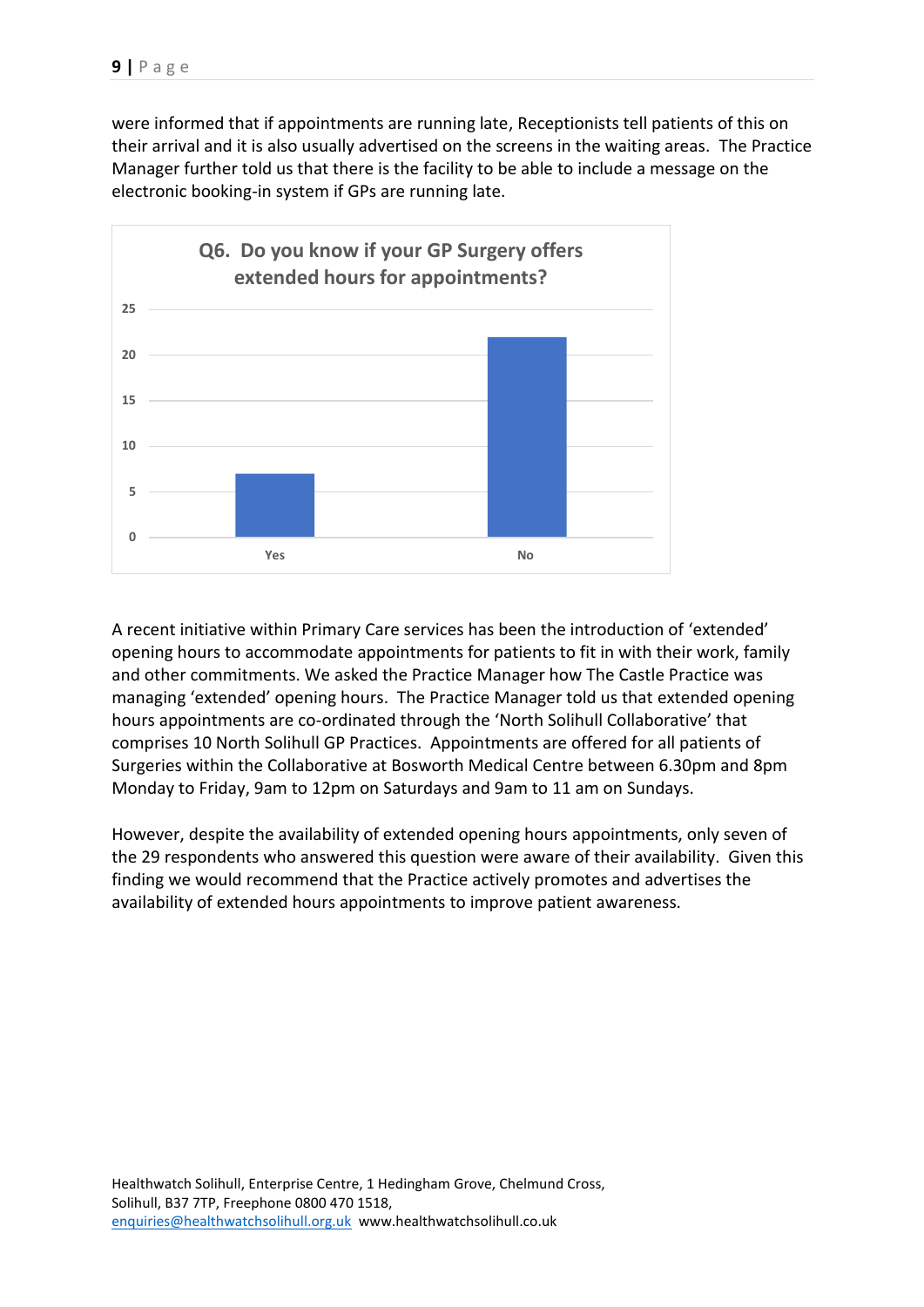were informed that if appointments are running late, Receptionists tell patients of this on their arrival and it is also usually advertised on the screens in the waiting areas. The Practice Manager further told us that there is the facility to be able to include a message on the electronic booking-in system if GPs are running late.

**Q6. Do you know if your GP Surgery offers extended hours for appointments?**

| Response | Count |
|---|---|
| Yes | 7 |
| No | 22 |

A recent initiative within Primary Care services has been the introduction of 'extended' opening hours to accommodate appointments for patients to fit in with their work, family and other commitments. We asked the Practice Manager how The Castle Practice was managing 'extended' opening hours. The Practice Manager told us that extended opening hours appointments are co-ordinated through the 'North Solihull Collaborative' that comprises 10 North Solihull GP Practices. Appointments are offered for all patients of Surgeries within the Collaborative at Bosworth Medical Centre between 6.30pm and 8pm Monday to Friday, 9am to 12pm on Saturdays and 9am to 11 am on Sundays.

However, despite the availability of extended opening hours appointments, only seven of the 29 respondents who answered this question were aware of their availability. Given this finding we would recommend that the Practice actively promotes and advertises the availability of extended hours appointments to improve patient awareness.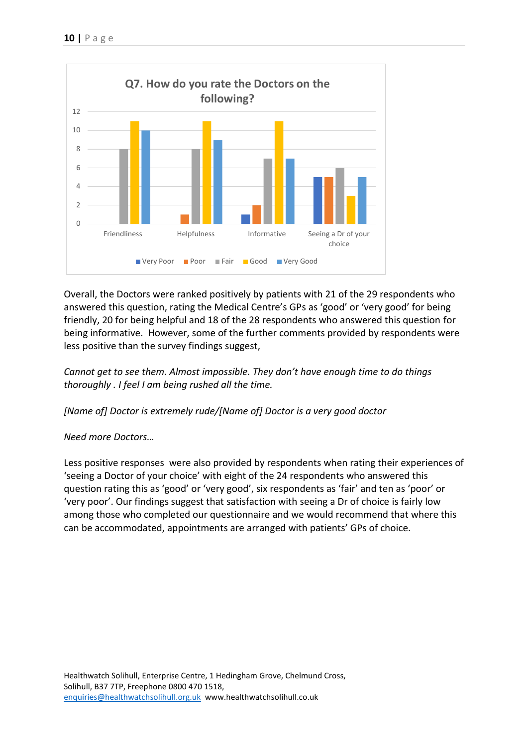Q7. How do you rate the Doctors on the following?

| | Very Poor | Poor | Fair | Good | Very Good |
|---|---|---|---|---|---|
| Friendliness | 0 | 0 | 8 | 11 | 10 |
| Helpfulness | 0 | 1 | 8 | 11 | 9 |
| Informative | 1 | 2 | 7 | 11 | 7 |
| Seeing a Dr of your choice | 5 | 5 | 6 | 3 | 5 |

Overall, the Doctors were ranked positively by patients with 21 of the 29 respondents who answered this question, rating the Medical Centre's GPs as 'good' or 'very good' for being friendly, 20 for being helpful and 18 of the 28 respondents who answered this question for being informative. However, some of the further comments provided by respondents were less positive than the survey findings suggest,

*Cannot get to see them. Almost impossible. They don't have enough time to do things thoroughly . I feel I am being rushed all the time.*

*[Name of] Doctor is extremely rude/[Name of] Doctor is a very good doctor*

*Need more Doctors…*

Less positive responses were also provided by respondents when rating their experiences of 'seeing a Doctor of your choice' with eight of the 24 respondents who answered this question rating this as 'good' or 'very good', six respondents as 'fair' and ten as 'poor' or 'very poor'. Our findings suggest that satisfaction with seeing a Dr of choice is fairly low among those who completed our questionnaire and we would recommend that where this can be accommodated, appointments are arranged with patients' GPs of choice.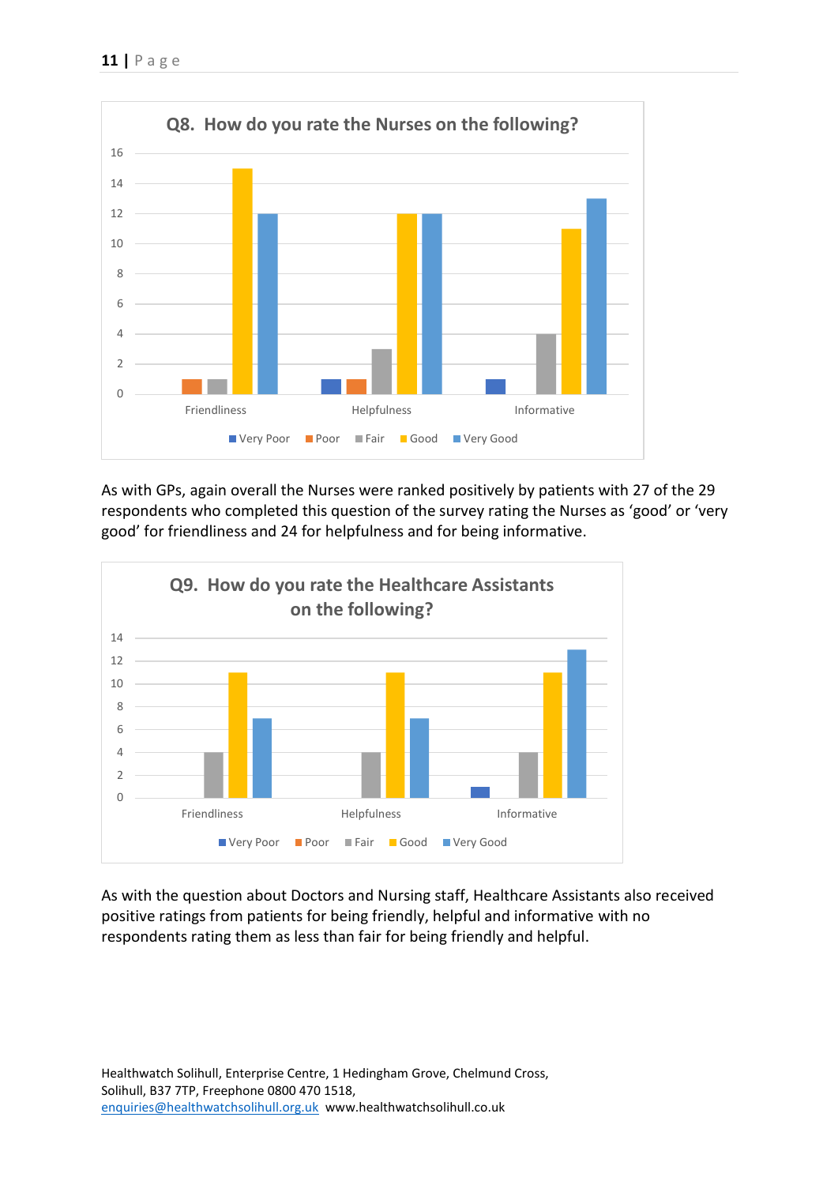**Q8. How do you rate the Nurses on the following?**

| | Very Poor | Poor | Fair | Good | Very Good |
|---|---|---|---|---|---|
| Friendliness | 0 | 1 | 1 | 15 | 12 |
| Helpfulness | 1 | 1 | 3 | 12 | 12 |
| Informative | 1 | 0 | 4 | 11 | 13 |

As with GPs, again overall the Nurses were ranked positively by patients with 27 of the 29 respondents who completed this question of the survey rating the Nurses as 'good' or 'very good' for friendliness and 24 for helpfulness and for being informative.

**Q9. How do you rate the Healthcare Assistants on the following?**

| | Very Poor | Poor | Fair | Good | Very Good |
|---|---|---|---|---|---|
| Friendliness | 0 | 0 | 4 | 11 | 7 |
| Helpfulness | 0 | 0 | 4 | 11 | 7 |
| Informative | 1 | 0 | 4 | 11 | 13 |

As with the question about Doctors and Nursing staff, Healthcare Assistants also received positive ratings from patients for being friendly, helpful and informative with no respondents rating them as less than fair for being friendly and helpful.

Healthwatch Solihull, Enterprise Centre, 1 Hedingham Grove, Chelmund Cross, Solihull, B37 7TP, Freephone 0800 470 1518, enquiries@healthwatchsolihull.org.uk www.healthwatchsolihull.co.uk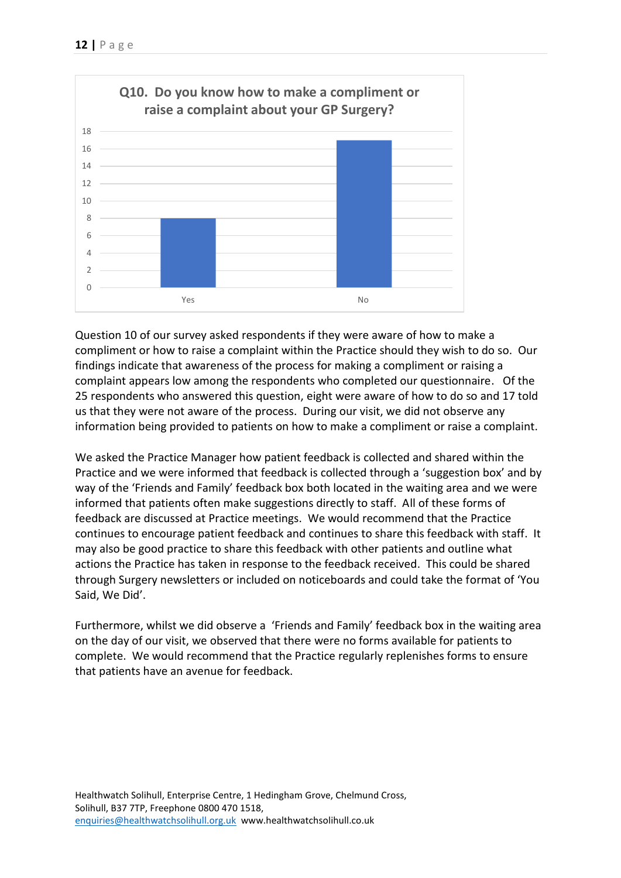**Q10. Do you know how to make a compliment or raise a complaint about your GP Surgery?**

| Response | Count |
|---|---|
| Yes | 8 |
| No | 17 |

Question 10 of our survey asked respondents if they were aware of how to make a compliment or how to raise a complaint within the Practice should they wish to do so. Our findings indicate that awareness of the process for making a compliment or raising a complaint appears low among the respondents who completed our questionnaire. Of the 25 respondents who answered this question, eight were aware of how to do so and 17 told us that they were not aware of the process. During our visit, we did not observe any information being provided to patients on how to make a compliment or raise a complaint.

We asked the Practice Manager how patient feedback is collected and shared within the Practice and we were informed that feedback is collected through a 'suggestion box' and by way of the 'Friends and Family' feedback box both located in the waiting area and we were informed that patients often make suggestions directly to staff. All of these forms of feedback are discussed at Practice meetings. We would recommend that the Practice continues to encourage patient feedback and continues to share this feedback with staff. It may also be good practice to share this feedback with other patients and outline what actions the Practice has taken in response to the feedback received. This could be shared through Surgery newsletters or included on noticeboards and could take the format of 'You Said, We Did'.

Furthermore, whilst we did observe a 'Friends and Family' feedback box in the waiting area on the day of our visit, we observed that there were no forms available for patients to complete. We would recommend that the Practice regularly replenishes forms to ensure that patients have an avenue for feedback.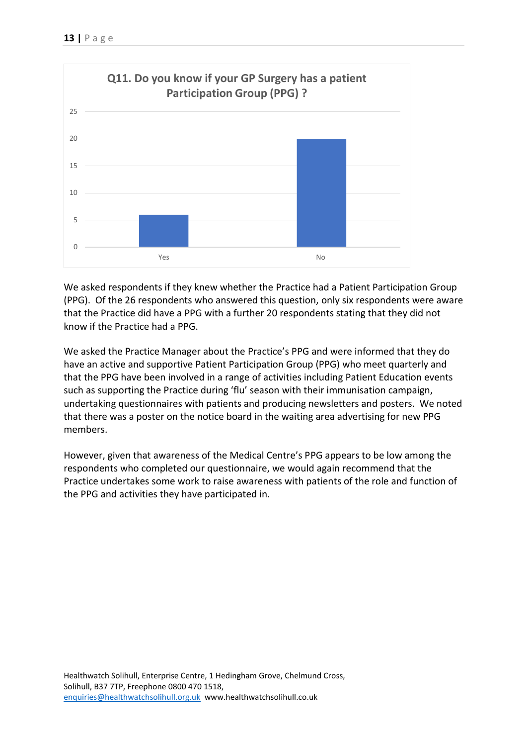**Q11. Do you know if your GP Surgery has a patient Participation Group (PPG) ?**

| Response | Count |
|---|---|
| Yes | 6 |
| No | 20 |

We asked respondents if they knew whether the Practice had a Patient Participation Group (PPG). Of the 26 respondents who answered this question, only six respondents were aware that the Practice did have a PPG with a further 20 respondents stating that they did not know if the Practice had a PPG.

We asked the Practice Manager about the Practice's PPG and were informed that they do have an active and supportive Patient Participation Group (PPG) who meet quarterly and that the PPG have been involved in a range of activities including Patient Education events such as supporting the Practice during 'flu' season with their immunisation campaign, undertaking questionnaires with patients and producing newsletters and posters. We noted that there was a poster on the notice board in the waiting area advertising for new PPG members.

However, given that awareness of the Medical Centre's PPG appears to be low among the respondents who completed our questionnaire, we would again recommend that the Practice undertakes some work to raise awareness with patients of the role and function of the PPG and activities they have participated in.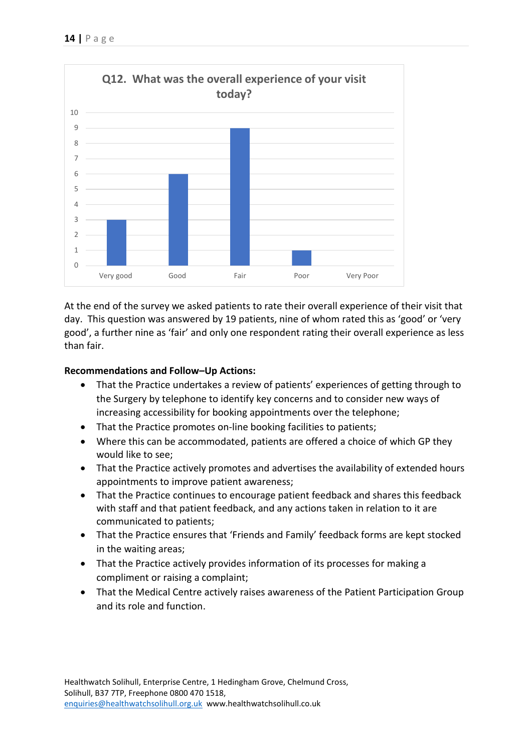**Q12. What was the overall experience of your visit today?**

At the end of the survey we asked patients to rate their overall experience of their visit that day. This question was answered by 19 patients, nine of whom rated this as 'good' or 'very good', a further nine as 'fair' and only one respondent rating their overall experience as less than fair.

**Recommendations and Follow–Up Actions:**

- That the Practice undertakes a review of patients' experiences of getting through to the Surgery by telephone to identify key concerns and to consider new ways of increasing accessibility for booking appointments over the telephone;
- That the Practice promotes on-line booking facilities to patients;
- Where this can be accommodated, patients are offered a choice of which GP they would like to see;
- That the Practice actively promotes and advertises the availability of extended hours appointments to improve patient awareness;
- That the Practice continues to encourage patient feedback and shares this feedback with staff and that patient feedback, and any actions taken in relation to it are communicated to patients;
- That the Practice ensures that 'Friends and Family' feedback forms are kept stocked in the waiting areas;
- That the Practice actively provides information of its processes for making a compliment or raising a complaint;
- That the Medical Centre actively raises awareness of the Patient Participation Group and its role and function.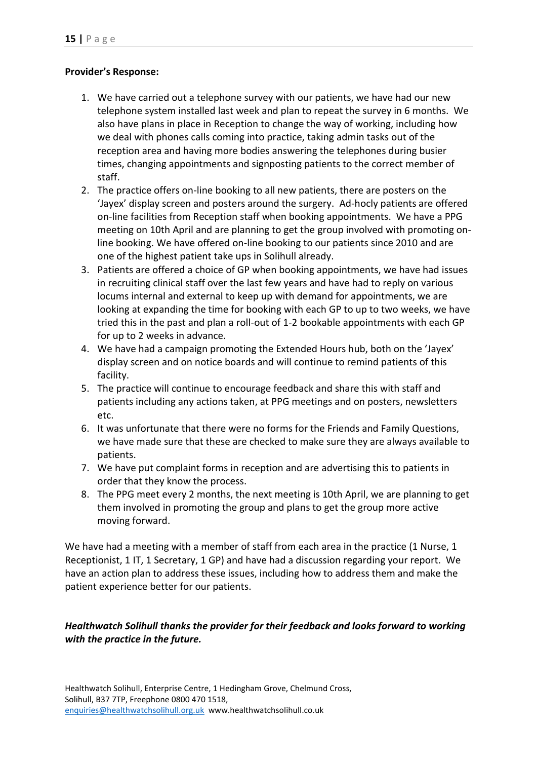**Provider's Response:**

1. We have carried out a telephone survey with our patients, we have had our new telephone system installed last week and plan to repeat the survey in 6 months. We also have plans in place in Reception to change the way of working, including how we deal with phones calls coming into practice, taking admin tasks out of the reception area and having more bodies answering the telephones during busier times, changing appointments and signposting patients to the correct member of staff.
2. The practice offers on-line booking to all new patients, there are posters on the 'Jayex' display screen and posters around the surgery. Ad-hocly patients are offered on-line facilities from Reception staff when booking appointments. We have a PPG meeting on 10th April and are planning to get the group involved with promoting on-line booking. We have offered on-line booking to our patients since 2010 and are one of the highest patient take ups in Solihull already.
3. Patients are offered a choice of GP when booking appointments, we have had issues in recruiting clinical staff over the last few years and have had to reply on various locums internal and external to keep up with demand for appointments, we are looking at expanding the time for booking with each GP to up to two weeks, we have tried this in the past and plan a roll-out of 1-2 bookable appointments with each GP for up to 2 weeks in advance.
4. We have had a campaign promoting the Extended Hours hub, both on the 'Jayex' display screen and on notice boards and will continue to remind patients of this facility.
5. The practice will continue to encourage feedback and share this with staff and patients including any actions taken, at PPG meetings and on posters, newsletters etc.
6. It was unfortunate that there were no forms for the Friends and Family Questions, we have made sure that these are checked to make sure they are always available to patients.
7. We have put complaint forms in reception and are advertising this to patients in order that they know the process.
8. The PPG meet every 2 months, the next meeting is 10th April, we are planning to get them involved in promoting the group and plans to get the group more active moving forward.

We have had a meeting with a member of staff from each area in the practice (1 Nurse, 1 Receptionist, 1 IT, 1 Secretary, 1 GP) and have had a discussion regarding your report. We have an action plan to address these issues, including how to address them and make the patient experience better for our patients.

***Healthwatch Solihull thanks the provider for their feedback and looks forward to working with the practice in the future.***

Healthwatch Solihull, Enterprise Centre, 1 Hedingham Grove, Chelmund Cross, Solihull, B37 7TP, Freephone 0800 470 1518, enquiries@healthwatchsolihull.org.uk www.healthwatchsolihull.co.uk